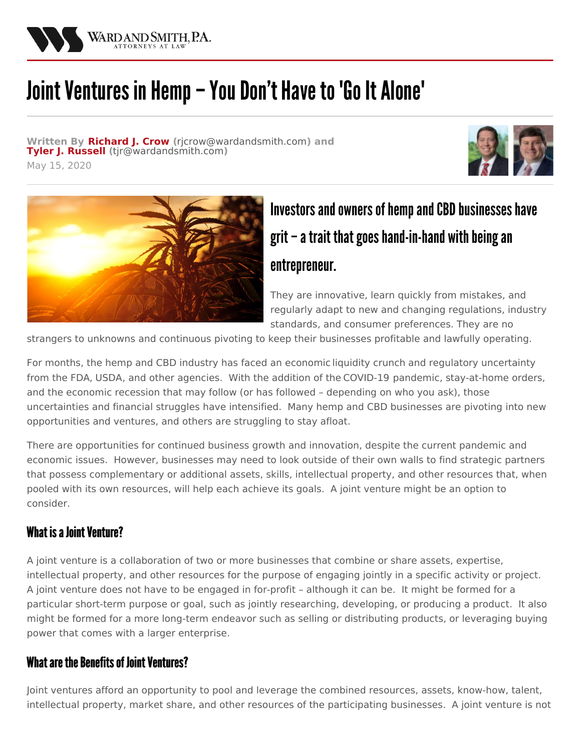# Joint Ventures in Hemp – You Don't Have to 'Go It Alone'

**Written By Richard J. Crow** (rjcrow@wardandsmith.com) **and Tyler J. Russell** (tjr@wardandsmith.com)
May 15, 2020

## Investors and owners of hemp and CBD businesses have grit – a trait that goes hand-in-hand with being an entrepreneur.

They are innovative, learn quickly from mistakes, and regularly adapt to new and changing regulations, industry standards, and consumer preferences. They are no strangers to unknowns and continuous pivoting to keep their businesses profitable and lawfully operating.

For months, the hemp and CBD industry has faced an economic liquidity crunch and regulatory uncertainty from the FDA, USDA, and other agencies. With the addition of the COVID-19 pandemic, stay-at-home orders, and the economic recession that may follow (or has followed – depending on who you ask), those uncertainties and financial struggles have intensified. Many hemp and CBD businesses are pivoting into new opportunities and ventures, and others are struggling to stay afloat.

There are opportunities for continued business growth and innovation, despite the current pandemic and economic issues. However, businesses may need to look outside of their own walls to find strategic partners that possess complementary or additional assets, skills, intellectual property, and other resources that, when pooled with its own resources, will help each achieve its goals. A joint venture might be an option to consider.

### What is a Joint Venture?

A joint venture is a collaboration of two or more businesses that combine or share assets, expertise, intellectual property, and other resources for the purpose of engaging jointly in a specific activity or project. A joint venture does not have to be engaged in for-profit – although it can be. It might be formed for a particular short-term purpose or goal, such as jointly researching, developing, or producing a product. It also might be formed for a more long-term endeavor such as selling or distributing products, or leveraging buying power that comes with a larger enterprise.

### What are the Benefits of Joint Ventures?

Joint ventures afford an opportunity to pool and leverage the combined resources, assets, know-how, talent, intellectual property, market share, and other resources of the participating businesses. A joint venture is not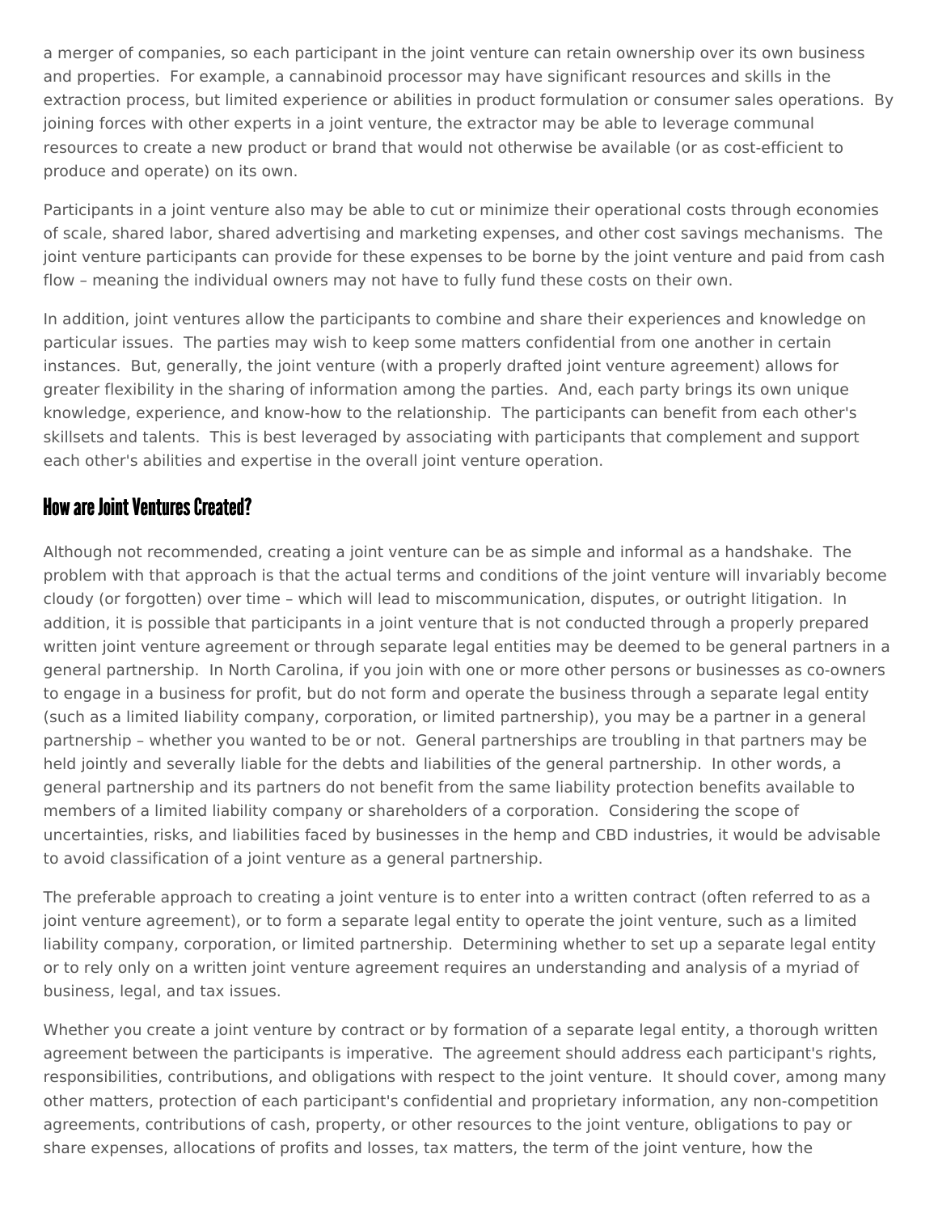a merger of companies, so each participant in the joint venture can retain ownership over its own business and properties. For example, a cannabinoid processor may have significant resources and skills in the extraction process, but limited experience or abilities in product formulation or consumer sales operations. By joining forces with other experts in a joint venture, the extractor may be able to leverage communal resources to create a new product or brand that would not otherwise be available (or as cost-efficient to produce and operate) on its own.

Participants in a joint venture also may be able to cut or minimize their operational costs through economies of scale, shared labor, shared advertising and marketing expenses, and other cost savings mechanisms. The joint venture participants can provide for these expenses to be borne by the joint venture and paid from cash flow – meaning the individual owners may not have to fully fund these costs on their own.

In addition, joint ventures allow the participants to combine and share their experiences and knowledge on particular issues. The parties may wish to keep some matters confidential from one another in certain instances. But, generally, the joint venture (with a properly drafted joint venture agreement) allows for greater flexibility in the sharing of information among the parties. And, each party brings its own unique knowledge, experience, and know-how to the relationship. The participants can benefit from each other's skillsets and talents. This is best leveraged by associating with participants that complement and support each other's abilities and expertise in the overall joint venture operation.

## How are Joint Ventures Created?

Although not recommended, creating a joint venture can be as simple and informal as a handshake. The problem with that approach is that the actual terms and conditions of the joint venture will invariably become cloudy (or forgotten) over time – which will lead to miscommunication, disputes, or outright litigation. In addition, it is possible that participants in a joint venture that is not conducted through a properly prepared written joint venture agreement or through separate legal entities may be deemed to be general partners in a general partnership. In North Carolina, if you join with one or more other persons or businesses as co-owners to engage in a business for profit, but do not form and operate the business through a separate legal entity (such as a limited liability company, corporation, or limited partnership), you may be a partner in a general partnership – whether you wanted to be or not. General partnerships are troubling in that partners may be held jointly and severally liable for the debts and liabilities of the general partnership. In other words, a general partnership and its partners do not benefit from the same liability protection benefits available to members of a limited liability company or shareholders of a corporation. Considering the scope of uncertainties, risks, and liabilities faced by businesses in the hemp and CBD industries, it would be advisable to avoid classification of a joint venture as a general partnership.

The preferable approach to creating a joint venture is to enter into a written contract (often referred to as a joint venture agreement), or to form a separate legal entity to operate the joint venture, such as a limited liability company, corporation, or limited partnership. Determining whether to set up a separate legal entity or to rely only on a written joint venture agreement requires an understanding and analysis of a myriad of business, legal, and tax issues.

Whether you create a joint venture by contract or by formation of a separate legal entity, a thorough written agreement between the participants is imperative. The agreement should address each participant's rights, responsibilities, contributions, and obligations with respect to the joint venture. It should cover, among many other matters, protection of each participant's confidential and proprietary information, any non-competition agreements, contributions of cash, property, or other resources to the joint venture, obligations to pay or share expenses, allocations of profits and losses, tax matters, the term of the joint venture, how the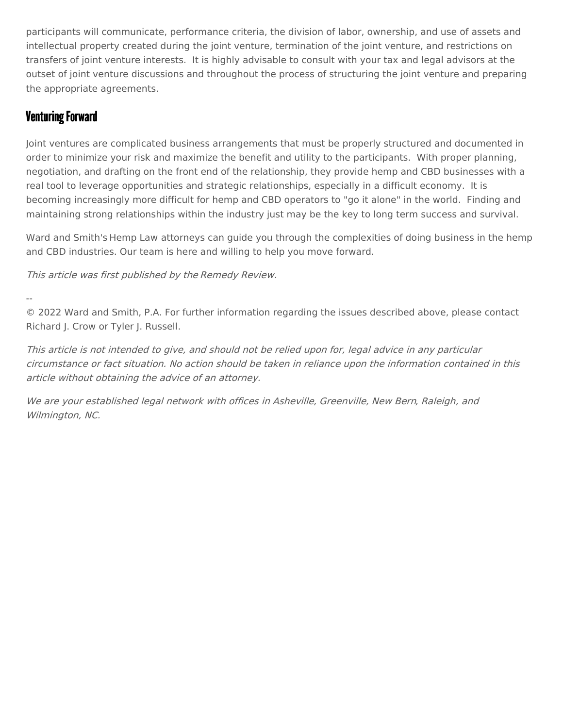participants will communicate, performance criteria, the division of labor, ownership, and use of assets and intellectual property created during the joint venture, termination of the joint venture, and restrictions on transfers of joint venture interests. It is highly advisable to consult with your tax and legal advisors at the outset of joint venture discussions and throughout the process of structuring the joint venture and preparing the appropriate agreements.

## Venturing Forward

Joint ventures are complicated business arrangements that must be properly structured and documented in order to minimize your risk and maximize the benefit and utility to the participants. With proper planning, negotiation, and drafting on the front end of the relationship, they provide hemp and CBD businesses with a real tool to leverage opportunities and strategic relationships, especially in a difficult economy. It is becoming increasingly more difficult for hemp and CBD operators to "go it alone" in the world. Finding and maintaining strong relationships within the industry just may be the key to long term success and survival.

Ward and Smith's Hemp Law attorneys can guide you through the complexities of doing business in the hemp and CBD industries. Our team is here and willing to help you move forward.

*This article was first published by the Remedy Review.*

--

© 2022 Ward and Smith, P.A. For further information regarding the issues described above, please contact Richard J. Crow or Tyler J. Russell.

*This article is not intended to give, and should not be relied upon for, legal advice in any particular circumstance or fact situation. No action should be taken in reliance upon the information contained in this article without obtaining the advice of an attorney.*

*We are your established legal network with offices in Asheville, Greenville, New Bern, Raleigh, and Wilmington, NC.*